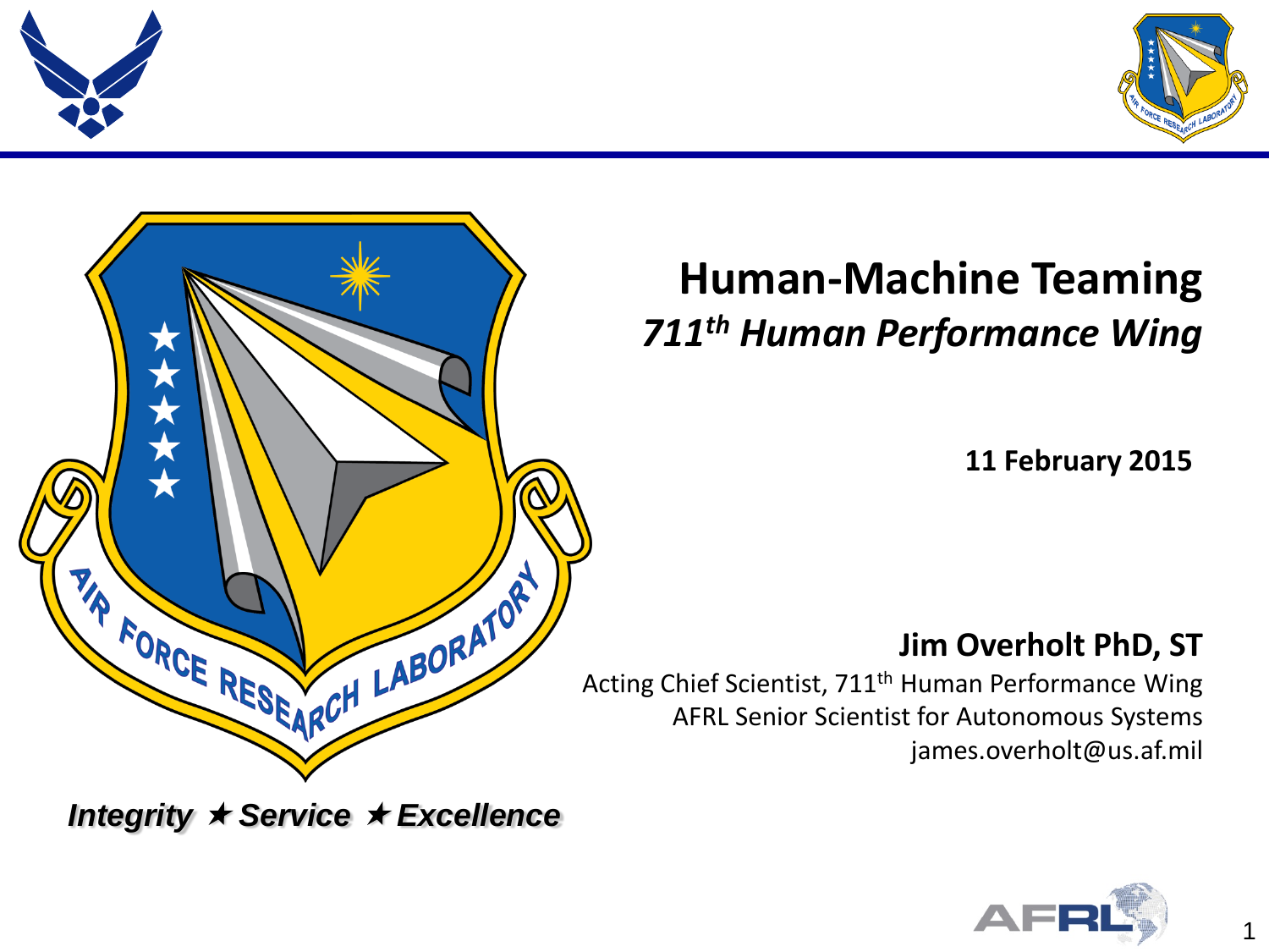# Human-Machine Teaming

## *711th Human Performance Wing*

**11 February 2015**

**Jim Overholt PhD, ST**

Acting Chief Scientist, 711th Human Performance Wing
AFRL Senior Scientist for Autonomous Systems
james.overholt@us.af.mil

***Integrity ★ Service ★ Excellence***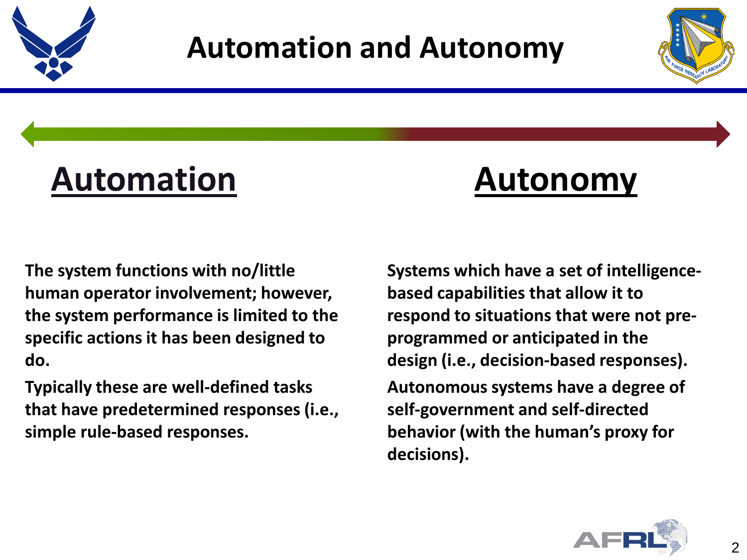# Automation and Autonomy

## Automation

**The system functions with no/little human operator involvement; however, the system performance is limited to the specific actions it has been designed to do.**

**Typically these are well-defined tasks that have predetermined responses (i.e., simple rule-based responses.**

## Autonomy

**Systems which have a set of intelligence-based capabilities that allow it to respond to situations that were not pre-programmed or anticipated in the design (i.e., decision-based responses).**

**Autonomous systems have a degree of self-government and self-directed behavior (with the human's proxy for decisions).**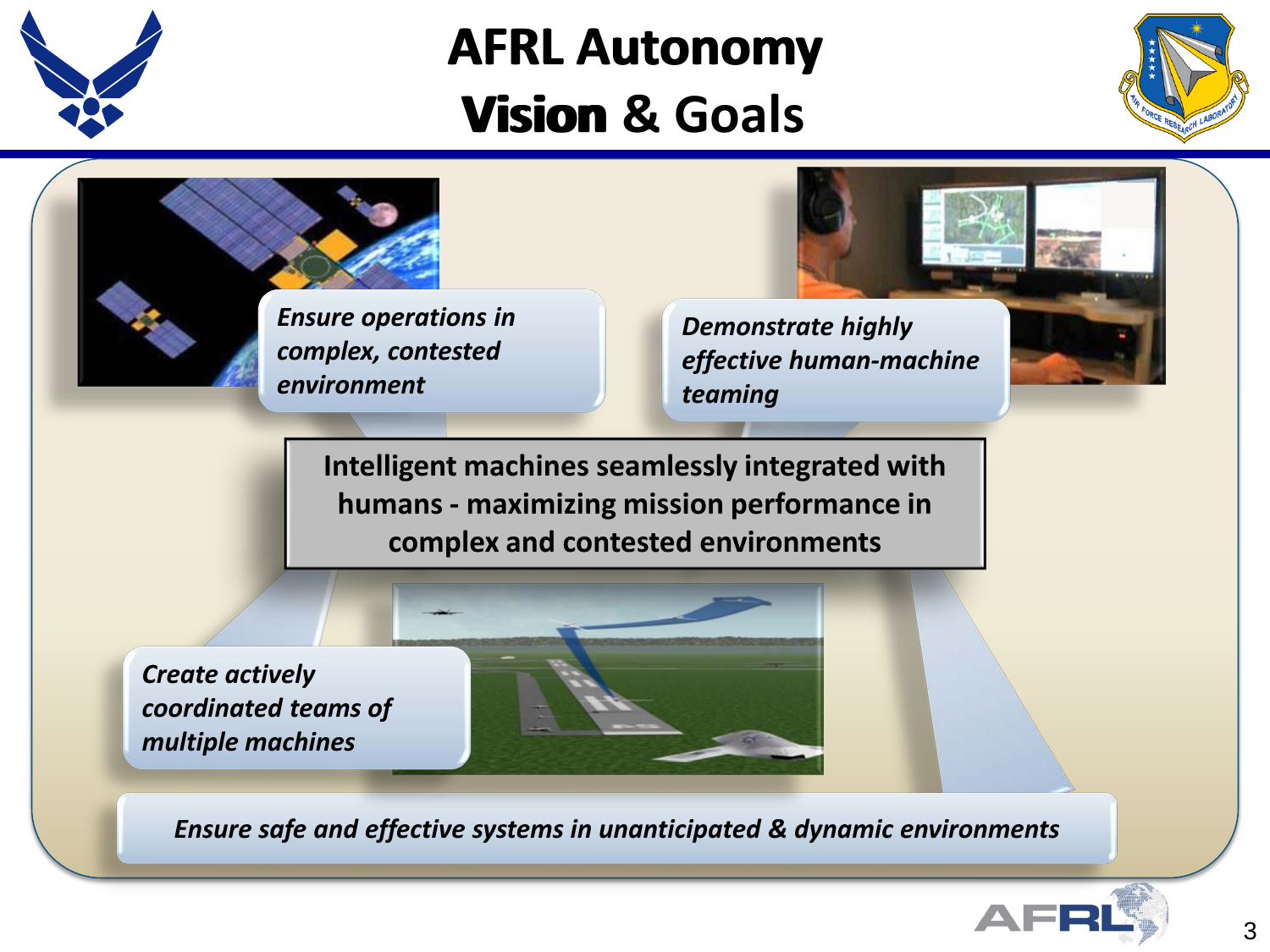# AFRL Autonomy Vision & Goals

*Ensure operations in complex, contested environment*

*Demonstrate highly effective human-machine teaming*

**Intelligent machines seamlessly integrated with humans - maximizing mission performance in complex and contested environments**

*Create actively coordinated teams of multiple machines*

*Ensure safe and effective systems in unanticipated & dynamic environments*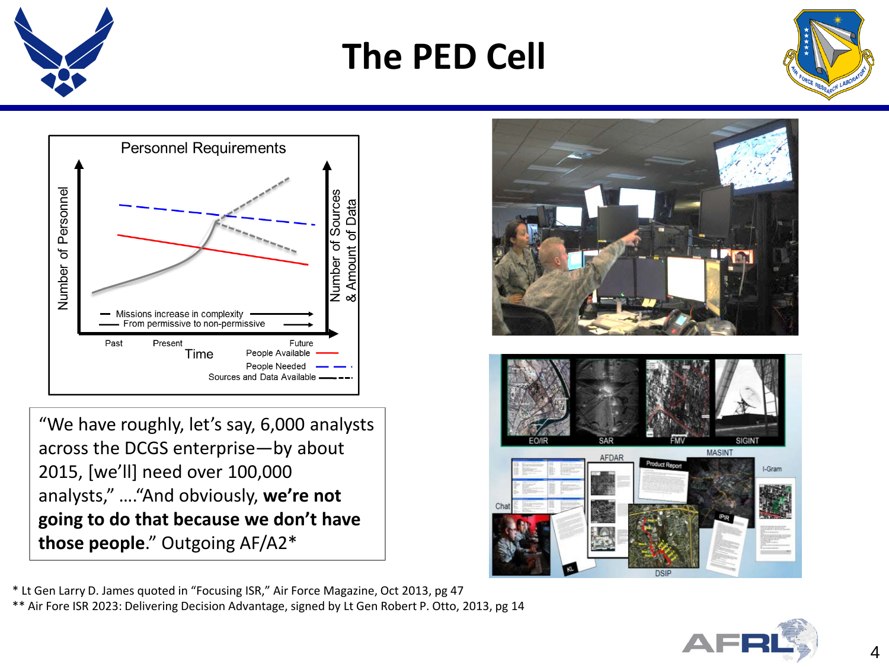# The PED Cell

**Personnel Requirements**

- Missions increase in complexity
- From permissive to non-permissive

Number of Personnel | Time: Past, Present, Future | Number of Sources & Amount of Data

People Available — People Needed — Sources and Data Available

"We have roughly, let's say, 6,000 analysts across the DCGS enterprise—by about 2015, [we'll] need over 100,000 analysts," …."And obviously, **we're not going to do that because we don't have those people**." Outgoing AF/A2*

EO/IR, SAR, FMV, SIGINT, MASINT, AFDAR, Product Report, I-Gram, Chat, IPIR, KL, DSIP

\* Lt Gen Larry D. James quoted in "Focusing ISR," Air Force Magazine, Oct 2013, pg 47

\*\* Air Fore ISR 2023: Delivering Decision Advantage, signed by Lt Gen Robert P. Otto, 2013, pg 14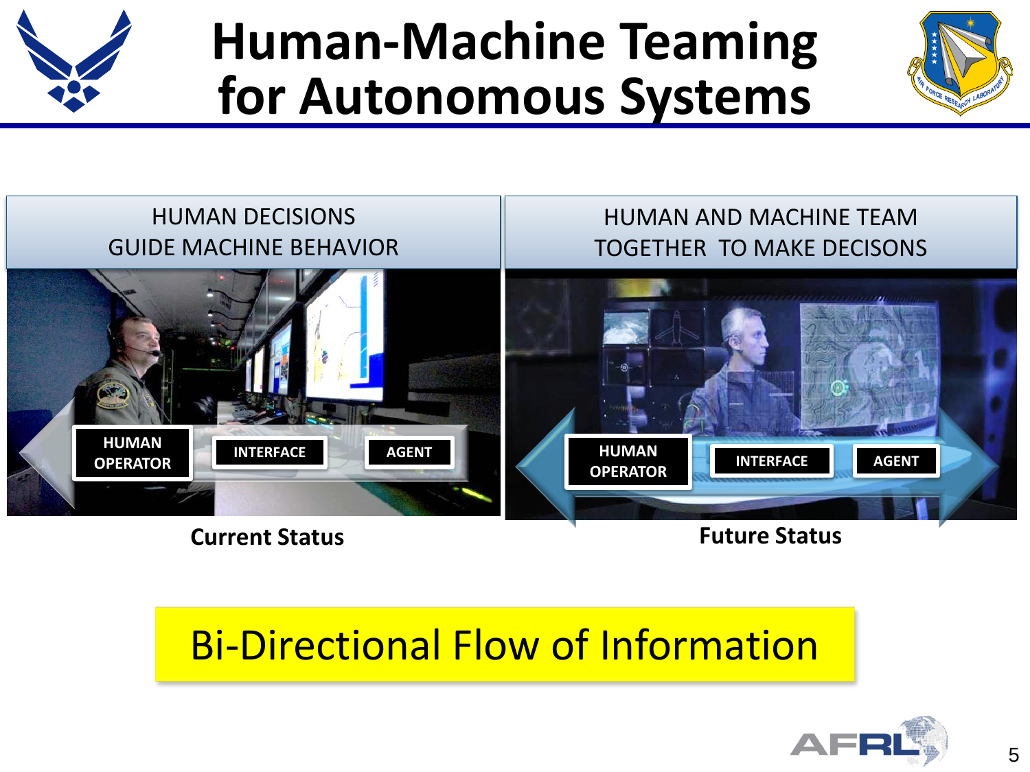# Human-Machine Teaming for Autonomous Systems

HUMAN DECISIONS GUIDE MACHINE BEHAVIOR

HUMAN OPERATOR | INTERFACE | AGENT

**Current Status**

HUMAN AND MACHINE TEAM TOGETHER TO MAKE DECISONS

HUMAN OPERATOR | INTERFACE | AGENT

**Future Status**

Bi-Directional Flow of Information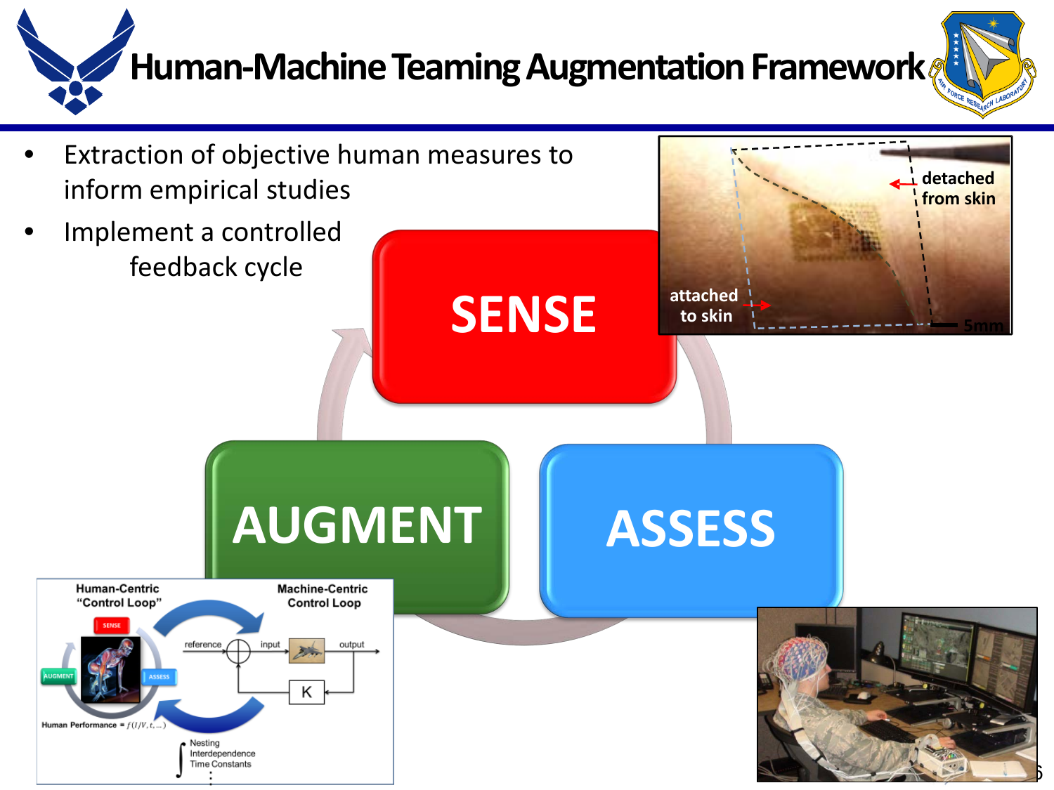# Human-Machine Teaming Augmentation Framework

- Extraction of objective human measures to inform empirical studies
- Implement a controlled feedback cycle

SENSE

AUGMENT

ASSESS

detached from skin

attached to skin

5mm

Human-Centric "Control Loop"

Machine-Centric Control Loop

SENSE

AUGMENT

ASSESS

reference

input

output

K

Human Performance = $f(I/V, t, \ldots)$

Nesting
Interdependence
Time Constants